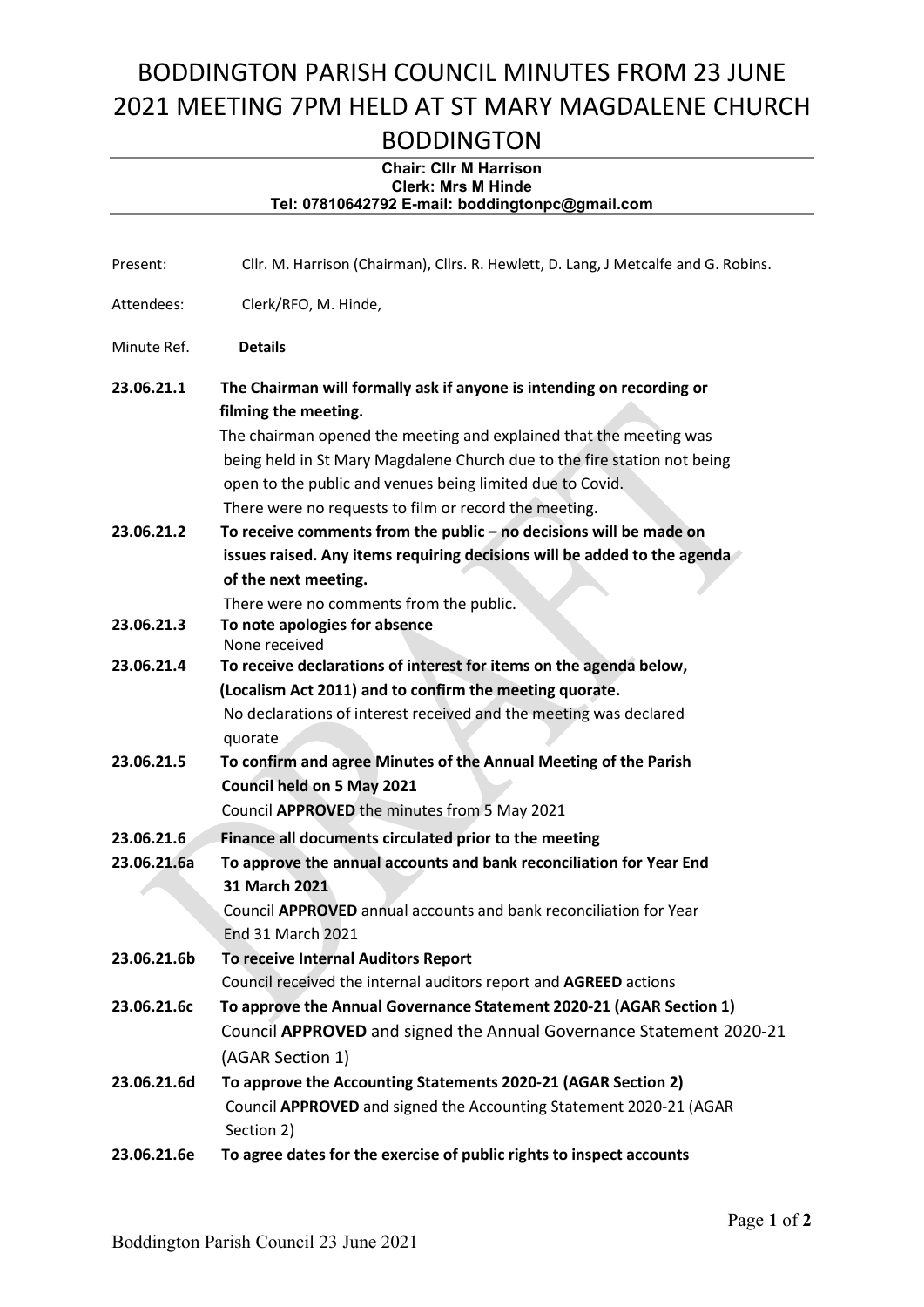# BODDINGTON PARISH COUNCIL MINUTES FROM 23 JUNE 2021 MEETING 7PM HELD AT ST MARY MAGDALENE CHURCH BODDINGTON

**Chair: Cllr M Harrison**
**Clerk: Mrs M Hinde**
**Tel: 07810642792 E-mail: boddingtonpc@gmail.com**

Present: Cllr. M. Harrison (Chairman), Cllrs. R. Hewlett, D. Lang, J Metcalfe and G. Robins.

Attendees: Clerk/RFO, M. Hinde,

Minute Ref. **Details**

**23.06.21.1 The Chairman will formally ask if anyone is intending on recording or filming the meeting.**

The chairman opened the meeting and explained that the meeting was being held in St Mary Magdalene Church due to the fire station not being open to the public and venues being limited due to Covid.
There were no requests to film or record the meeting.

**23.06.21.2 To receive comments from the public – no decisions will be made on issues raised. Any items requiring decisions will be added to the agenda of the next meeting.**

There were no comments from the public.

**23.06.21.3 To note apologies for absence**

None received

**23.06.21.4 To receive declarations of interest for items on the agenda below, (Localism Act 2011) and to confirm the meeting quorate.**

No declarations of interest received and the meeting was declared quorate

**23.06.21.5 To confirm and agree Minutes of the Annual Meeting of the Parish Council held on 5 May 2021**

Council **APPROVED** the minutes from 5 May 2021

**23.06.21.6 Finance all documents circulated prior to the meeting**

**23.06.21.6a To approve the annual accounts and bank reconciliation for Year End 31 March 2021**

Council **APPROVED** annual accounts and bank reconciliation for Year End 31 March 2021

**23.06.21.6b To receive Internal Auditors Report**

Council received the internal auditors report and **AGREED** actions

**23.06.21.6c To approve the Annual Governance Statement 2020-21 (AGAR Section 1)**

Council **APPROVED** and signed the Annual Governance Statement 2020-21 (AGAR Section 1)

**23.06.21.6d To approve the Accounting Statements 2020-21 (AGAR Section 2)**

Council **APPROVED** and signed the Accounting Statement 2020-21 (AGAR Section 2)

**23.06.21.6e To agree dates for the exercise of public rights to inspect accounts**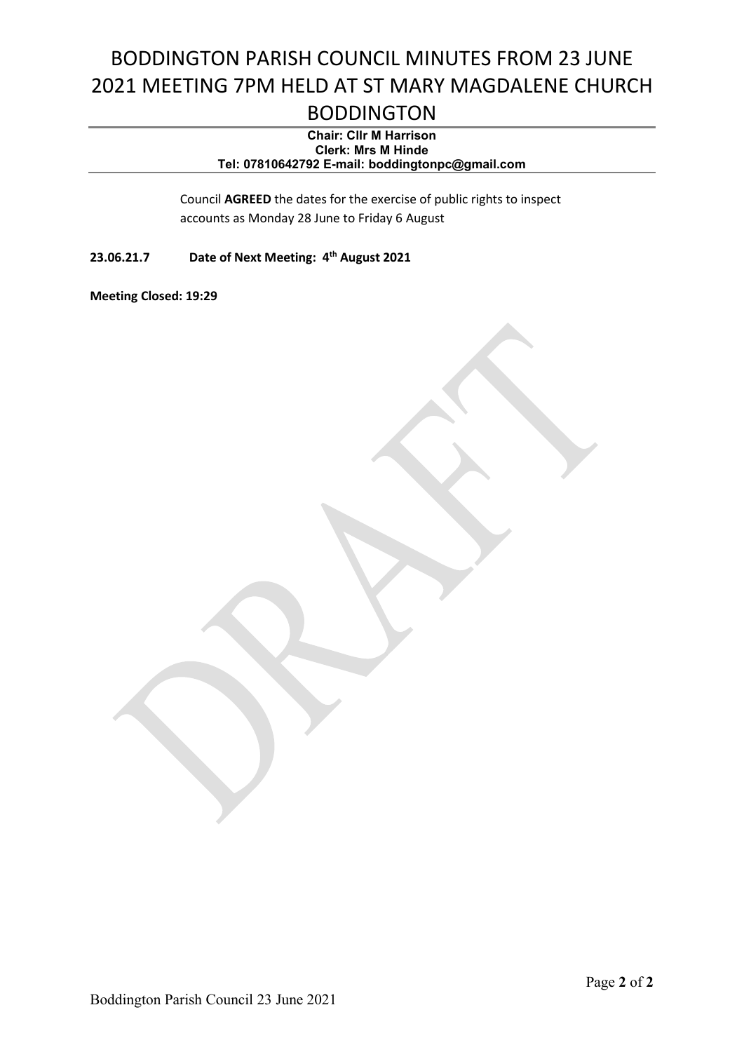Council **AGREED** the dates for the exercise of public rights to inspect accounts as Monday 28 June to Friday 6 August

**23.06.21.7 Date of Next Meeting: 4th August 2021**

**Meeting Closed: 19:29**

DRAFT